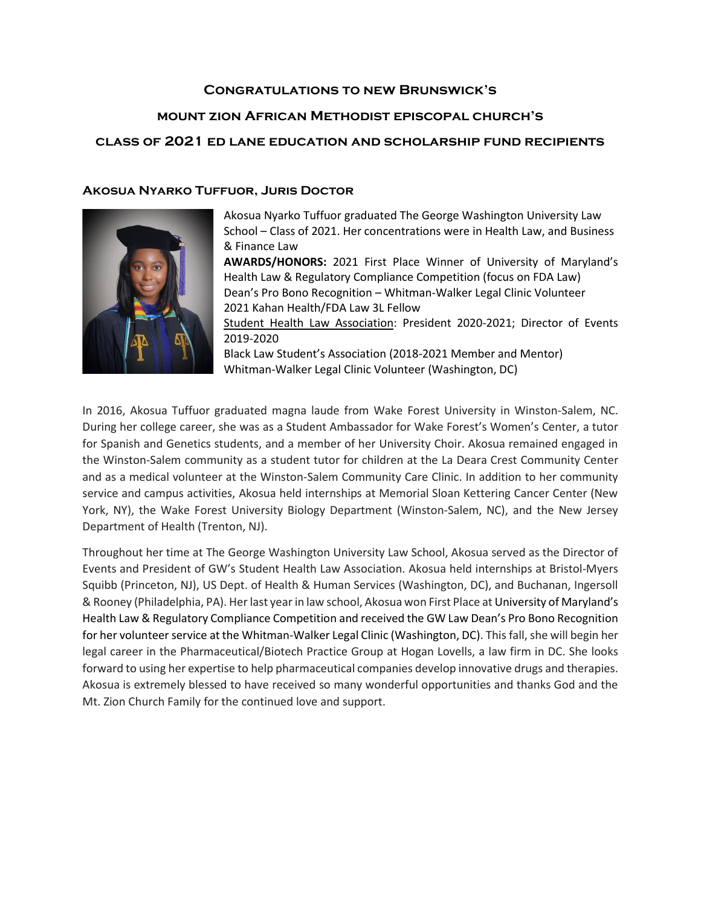# Congratulations to new Brunswick's mount zion African Methodist episcopal church's class of 2021 ed lane education and scholarship fund recipients

## Akosua Nyarko Tuffuor, Juris Doctor

Akosua Nyarko Tuffuor graduated The George Washington University Law School – Class of 2021. Her concentrations were in Health Law, and Business & Finance Law

**AWARDS/HONORS:** 2021 First Place Winner of University of Maryland's Health Law & Regulatory Compliance Competition (focus on FDA Law)
Dean's Pro Bono Recognition – Whitman-Walker Legal Clinic Volunteer
2021 Kahan Health/FDA Law 3L Fellow
Student Health Law Association: President 2020-2021; Director of Events 2019-2020
Black Law Student's Association (2018-2021 Member and Mentor)
Whitman-Walker Legal Clinic Volunteer (Washington, DC)

In 2016, Akosua Tuffuor graduated magna laude from Wake Forest University in Winston-Salem, NC. During her college career, she was as a Student Ambassador for Wake Forest's Women's Center, a tutor for Spanish and Genetics students, and a member of her University Choir. Akosua remained engaged in the Winston-Salem community as a student tutor for children at the La Deara Crest Community Center and as a medical volunteer at the Winston-Salem Community Care Clinic. In addition to her community service and campus activities, Akosua held internships at Memorial Sloan Kettering Cancer Center (New York, NY), the Wake Forest University Biology Department (Winston-Salem, NC), and the New Jersey Department of Health (Trenton, NJ).

Throughout her time at The George Washington University Law School, Akosua served as the Director of Events and President of GW's Student Health Law Association. Akosua held internships at Bristol-Myers Squibb (Princeton, NJ), US Dept. of Health & Human Services (Washington, DC), and Buchanan, Ingersoll & Rooney (Philadelphia, PA). Her last year in law school, Akosua won First Place at University of Maryland's Health Law & Regulatory Compliance Competition and received the GW Law Dean's Pro Bono Recognition for her volunteer service at the Whitman-Walker Legal Clinic (Washington, DC). This fall, she will begin her legal career in the Pharmaceutical/Biotech Practice Group at Hogan Lovells, a law firm in DC. She looks forward to using her expertise to help pharmaceutical companies develop innovative drugs and therapies. Akosua is extremely blessed to have received so many wonderful opportunities and thanks God and the Mt. Zion Church Family for the continued love and support.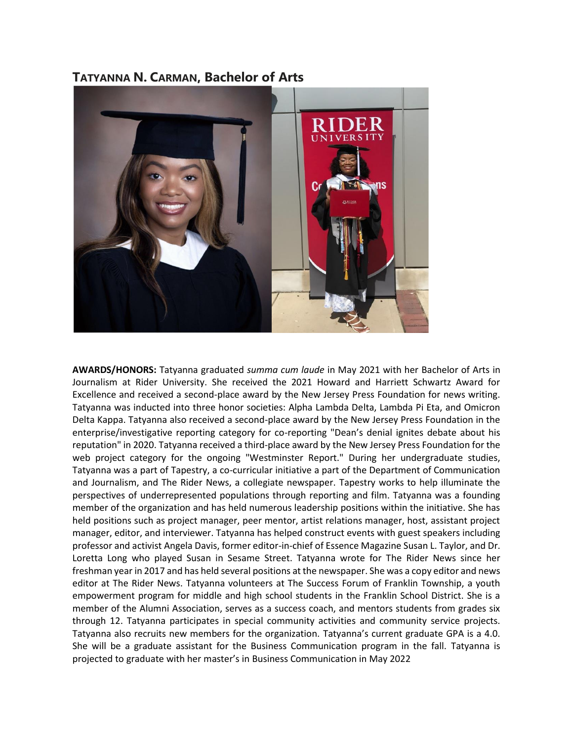## TATYANNA N. CARMAN, Bachelor of Arts

**AWARDS/HONORS:** Tatyanna graduated *summa cum laude* in May 2021 with her Bachelor of Arts in Journalism at Rider University. She received the 2021 Howard and Harriett Schwartz Award for Excellence and received a second-place award by the New Jersey Press Foundation for news writing. Tatyanna was inducted into three honor societies: Alpha Lambda Delta, Lambda Pi Eta, and Omicron Delta Kappa. Tatyanna also received a second-place award by the New Jersey Press Foundation in the enterprise/investigative reporting category for co-reporting "Dean's denial ignites debate about his reputation" in 2020. Tatyanna received a third-place award by the New Jersey Press Foundation for the web project category for the ongoing "Westminster Report." During her undergraduate studies, Tatyanna was a part of Tapestry, a co-curricular initiative a part of the Department of Communication and Journalism, and The Rider News, a collegiate newspaper. Tapestry works to help illuminate the perspectives of underrepresented populations through reporting and film. Tatyanna was a founding member of the organization and has held numerous leadership positions within the initiative. She has held positions such as project manager, peer mentor, artist relations manager, host, assistant project manager, editor, and interviewer. Tatyanna has helped construct events with guest speakers including professor and activist Angela Davis, former editor-in-chief of Essence Magazine Susan L. Taylor, and Dr. Loretta Long who played Susan in Sesame Street. Tatyanna wrote for The Rider News since her freshman year in 2017 and has held several positions at the newspaper. She was a copy editor and news editor at The Rider News. Tatyanna volunteers at The Success Forum of Franklin Township, a youth empowerment program for middle and high school students in the Franklin School District. She is a member of the Alumni Association, serves as a success coach, and mentors students from grades six through 12. Tatyanna participates in special community activities and community service projects. Tatyanna also recruits new members for the organization. Tatyanna's current graduate GPA is a 4.0. She will be a graduate assistant for the Business Communication program in the fall. Tatyanna is projected to graduate with her master's in Business Communication in May 2022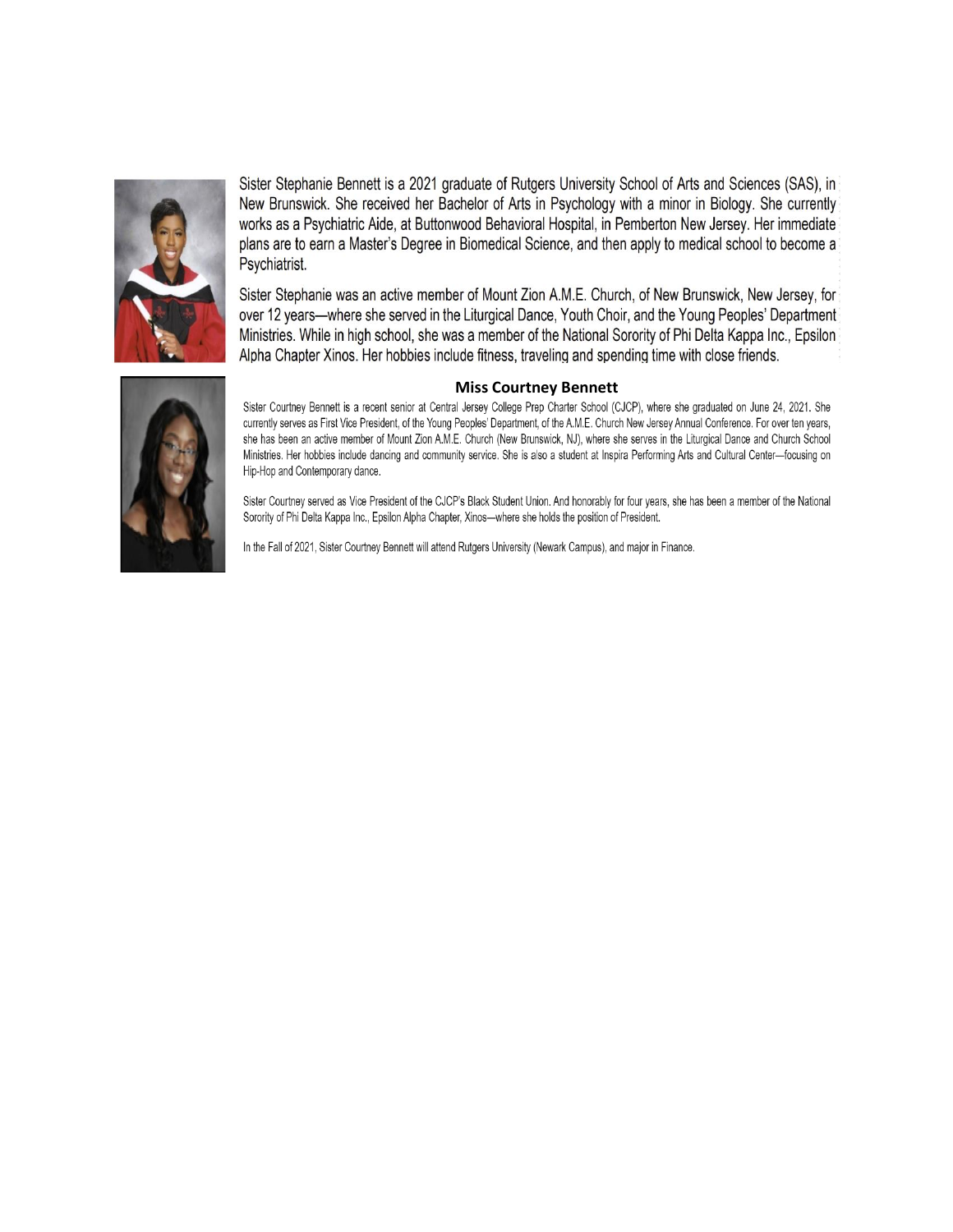Sister Stephanie Bennett is a 2021 graduate of Rutgers University School of Arts and Sciences (SAS), in New Brunswick. She received her Bachelor of Arts in Psychology with a minor in Biology. She currently works as a Psychiatric Aide, at Buttonwood Behavioral Hospital, in Pemberton New Jersey. Her immediate plans are to earn a Master's Degree in Biomedical Science, and then apply to medical school to become a Psychiatrist.

Sister Stephanie was an active member of Mount Zion A.M.E. Church, of New Brunswick, New Jersey, for over 12 years—where she served in the Liturgical Dance, Youth Choir, and the Young Peoples' Department Ministries. While in high school, she was a member of the National Sorority of Phi Delta Kappa Inc., Epsilon Alpha Chapter Xinos. Her hobbies include fitness, traveling and spending time with close friends.

**Miss Courtney Bennett**

Sister Courtney Bennett is a recent senior at Central Jersey College Prep Charter School (CJCP), where she graduated on June 24, 2021. She currently serves as First Vice President, of the Young Peoples' Department, of the A.M.E. Church New Jersey Annual Conference. For over ten years, she has been an active member of Mount Zion A.M.E. Church (New Brunswick, NJ), where she serves in the Liturgical Dance and Church School Ministries. Her hobbies include dancing and community service. She is also a student at Inspira Performing Arts and Cultural Center—focusing on Hip-Hop and Contemporary dance.

Sister Courtney served as Vice President of the CJCP's Black Student Union. And honorably for four years, she has been a member of the National Sorority of Phi Delta Kappa Inc., Epsilon Alpha Chapter, Xinos—where she holds the position of President.

In the Fall of 2021, Sister Courtney Bennett will attend Rutgers University (Newark Campus), and major in Finance.